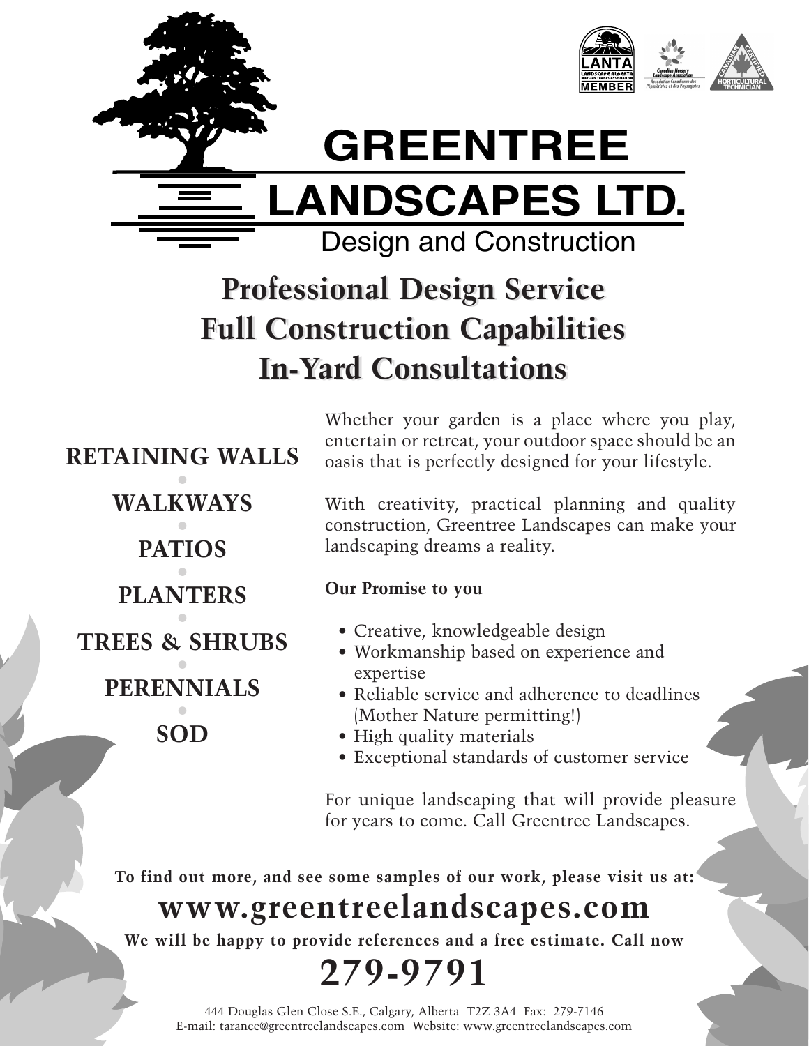# GREENTREE LANDSCAPES LTD.

Design and Construction

## Professional Design Service
## Full Construction Capabilities
## In-Yard Consultations

**RETAINING WALLS**

**WALKWAYS**

**PATIOS**

**PLANTERS**

**TREES & SHRUBS**

**PERENNIALS**

**SOD**

Whether your garden is a place where you play, entertain or retreat, your outdoor space should be an oasis that is perfectly designed for your lifestyle.

With creativity, practical planning and quality construction, Greentree Landscapes can make your landscaping dreams a reality.

**Our Promise to you**

- Creative, knowledgeable design
- Workmanship based on experience and expertise
- Reliable service and adherence to deadlines (Mother Nature permitting!)
- High quality materials
- Exceptional standards of customer service

For unique landscaping that will provide pleasure for years to come. Call Greentree Landscapes.

**To find out more, and see some samples of our work, please visit us at:**

## www.greentreelandscapes.com

**We will be happy to provide references and a free estimate. Call now**

## 279-9791

444 Douglas Glen Close S.E., Calgary, Alberta T2Z 3A4 Fax: 279-7146
E-mail: tarance@greentreelandscapes.com Website: www.greentreelandscapes.com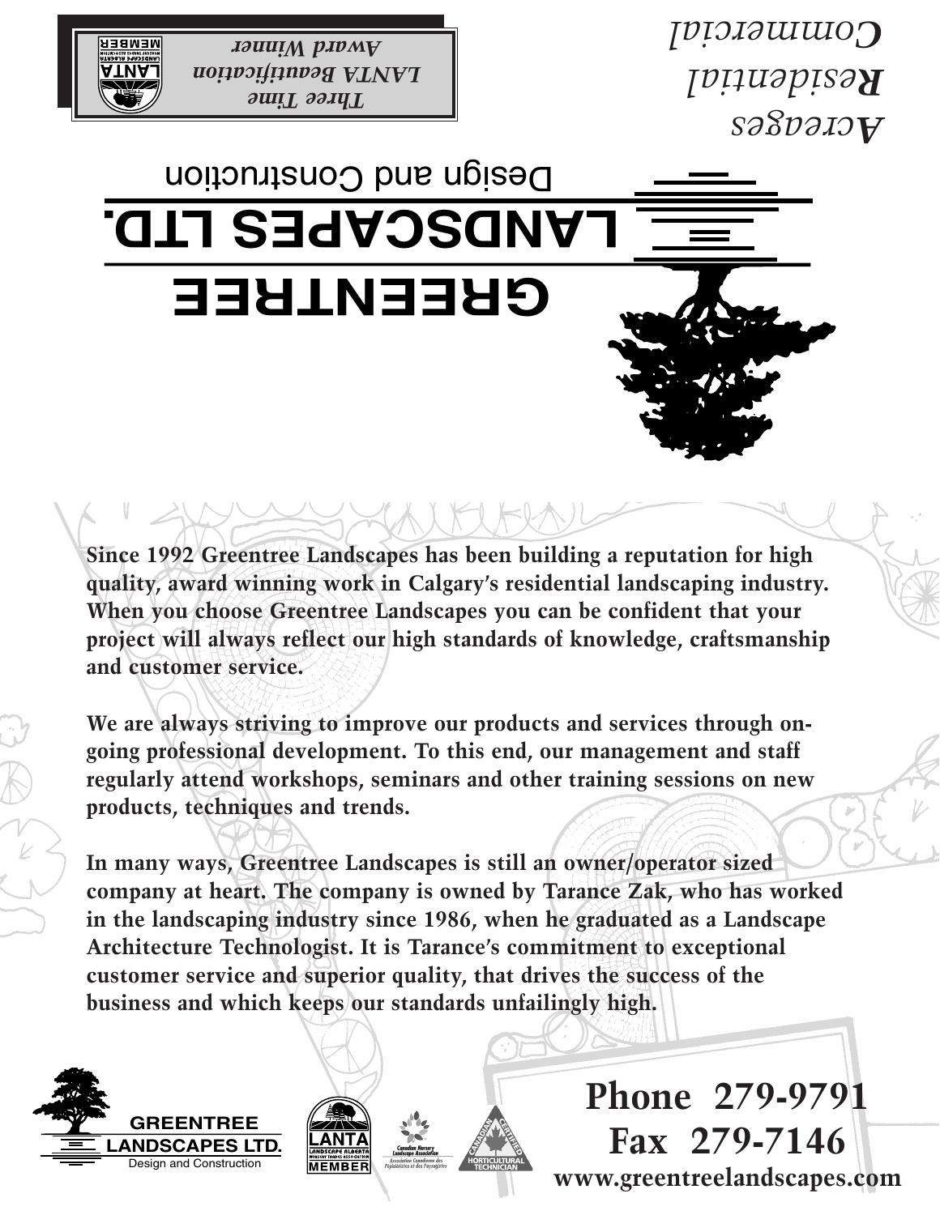*Acreages*
*Residential*
*Commercial*

*Three Time*
*LANTA Beautification*
*Award Winner*

LANTA LANDSCAPE ALBERTA NURSERY TRADES ASSOCIATION MEMBER

# GREENTREE LANDSCAPES LTD.

Design and Construction

**Since 1992 Greentree Landscapes has been building a reputation for high quality, award winning work in Calgary's residential landscaping industry. When you choose Greentree Landscapes you can be confident that your project will always reflect our high standards of knowledge, craftsmanship and customer service.**

**We are always striving to improve our products and services through on-going professional development. To this end, our management and staff regularly attend workshops, seminars and other training sessions on new products, techniques and trends.**

**In many ways, Greentree Landscapes is still an owner/operator sized company at heart. The company is owned by Tarance Zak, who has worked in the landscaping industry since 1986, when he graduated as a Landscape Architecture Technologist. It is Tarance's commitment to exceptional customer service and superior quality, that drives the success of the business and which keeps our standards unfailingly high.**

GREENTREE LANDSCAPES LTD.
Design and Construction

LANTA LANDSCAPE ALBERTA NURSERY TRADES ASSOCIATION MEMBER

Canadian Nursery Landscape Association
Association Canadienne des Pépiniéristes et des Paysagistes

CANADIAN CERTIFIED HORTICULTURAL TECHNICIAN

**Phone 279-9791**
**Fax 279-7146**
**www.greentreelandscapes.com**